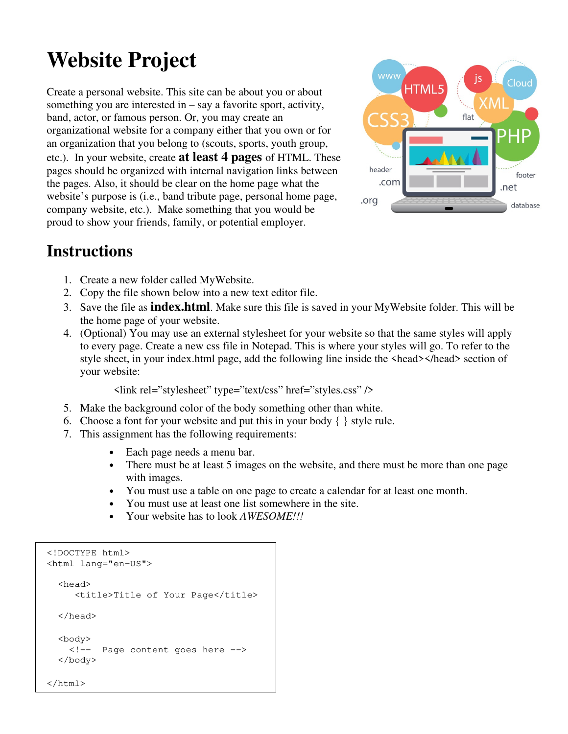# Website Project

Create a personal website. This site can be about you or about something you are interested in – say a favorite sport, activity, band, actor, or famous person. Or, you may create an organizational website for a company either that you own or for an organization that you belong to (scouts, sports, youth group, etc.). In your website, create **at least 4 pages** of HTML. These pages should be organized with internal navigation links between the pages. Also, it should be clear on the home page what the website's purpose is (i.e., band tribute page, personal home page, company website, etc.). Make something that you would be proud to show your friends, family, or potential employer.

## Instructions

1. Create a new folder called MyWebsite.
2. Copy the file shown below into a new text editor file.
3. Save the file as **index.html**. Make sure this file is saved in your MyWebsite folder. This will be the home page of your website.
4. (Optional) You may use an external stylesheet for your website so that the same styles will apply to every page. Create a new css file in Notepad. This is where your styles will go. To refer to the style sheet, in your index.html page, add the following line inside the <head></head> section of your website:

   <link rel="stylesheet" type="text/css" href="styles.css" />

5. Make the background color of the body something other than white.
6. Choose a font for your website and put this in your body { } style rule.
7. This assignment has the following requirements:
   - Each page needs a menu bar.
   - There must be at least 5 images on the website, and there must be more than one page with images.
   - You must use a table on one page to create a calendar for at least one month.
   - You must use at least one list somewhere in the site.
   - Your website has to look *AWESOME!!!*

```
<!DOCTYPE html>
<html lang="en-US">

  <head>
     <title>Title of Your Page</title>

  </head>

  <body>
    <!--  Page content goes here -->
  </body>

</html>
```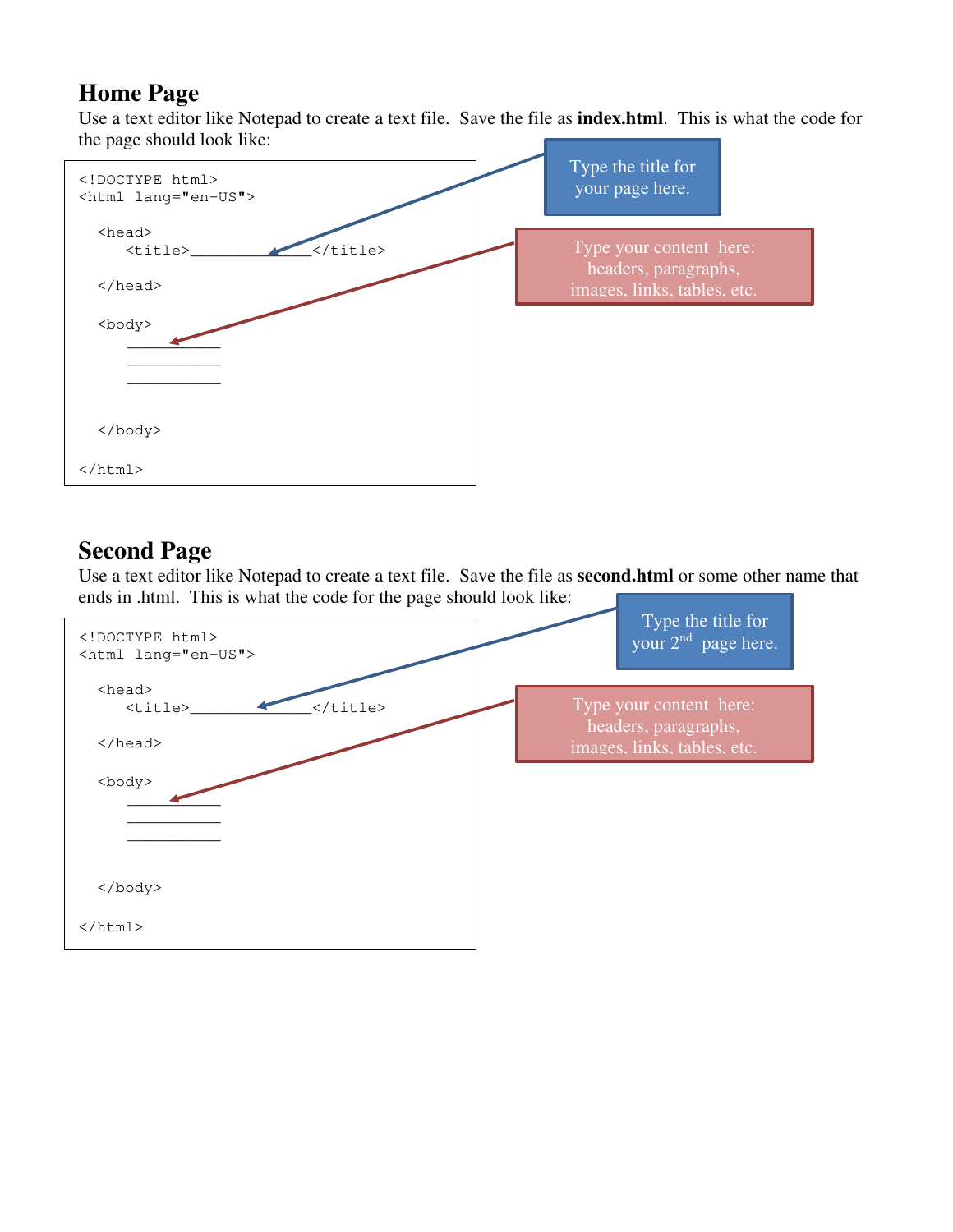## Home Page

Use a text editor like Notepad to create a text file. Save the file as **index.html**. This is what the code for the page should look like:

```
<!DOCTYPE html>
<html lang="en-US">

   <head>
      <title>_____________</title>

   </head>

   <body>
      __________
      __________
      __________


   </body>

</html>
```

Type the title for your page here.

Type your content here: headers, paragraphs, images, links, tables, etc.

## Second Page

Use a text editor like Notepad to create a text file. Save the file as **second.html** or some other name that ends in .html. This is what the code for the page should look like:

```
<!DOCTYPE html>
<html lang="en-US">

   <head>
      <title>_____________</title>

   </head>

   <body>
      __________
      __________
      __________


   </body>

</html>
```

Type the title for your 2nd page here.

Type your content here: headers, paragraphs, images, links, tables, etc.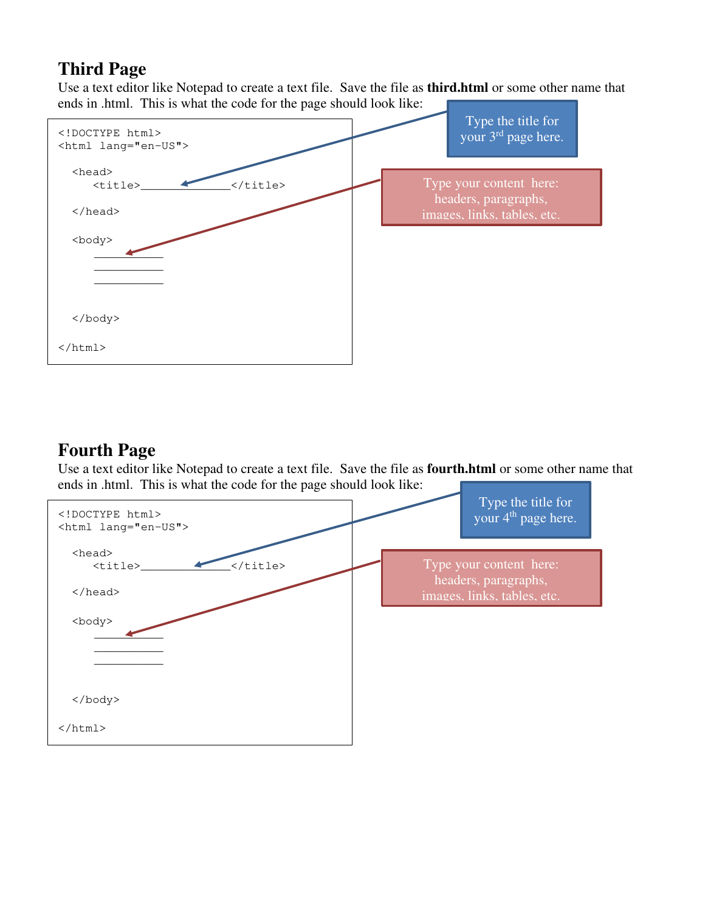## Third Page

Use a text editor like Notepad to create a text file. Save the file as **third.html** or some other name that ends in .html. This is what the code for the page should look like:

```
<!DOCTYPE html>
<html lang="en-US">

  <head>
     <title>_____________</title>

  </head>

  <body>
     __________
     __________
     __________


  </body>

</html>
```

Type the title for your 3rd page here.

Type your content here: headers, paragraphs, images, links, tables, etc.

## Fourth Page

Use a text editor like Notepad to create a text file. Save the file as **fourth.html** or some other name that ends in .html. This is what the code for the page should look like:

```
<!DOCTYPE html>
<html lang="en-US">

  <head>
     <title>_____________</title>

  </head>

  <body>
     __________
     __________
     __________


  </body>

</html>
```

Type the title for your 4th page here.

Type your content here: headers, paragraphs, images, links, tables, etc.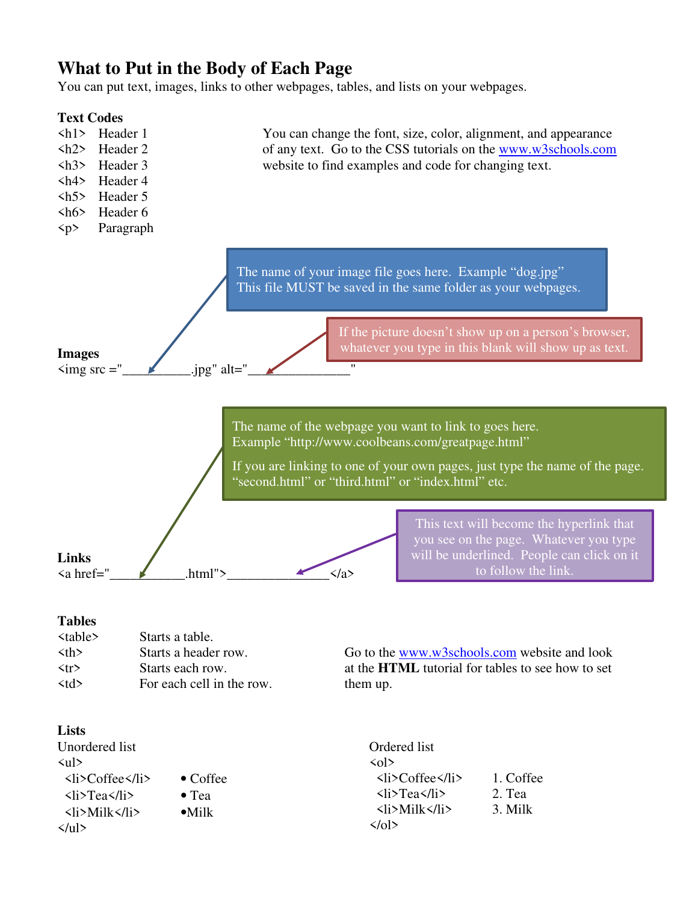# What to Put in the Body of Each Page

You can put text, images, links to other webpages, tables, and lists on your webpages.

**Text Codes**

| Code | Meaning |
|---|---|
| `<h1>` | Header 1 |
| `<h2>` | Header 2 |
| `<h3>` | Header 3 |
| `<h4>` | Header 4 |
| `<h5>` | Header 5 |
| `<h6>` | Header 6 |
| `<p>` | Paragraph |

You can change the font, size, color, alignment, and appearance of any text. Go to the CSS tutorials on the www.w3schools.com website to find examples and code for changing text.

**Images**

```
<img src ="__________.jpg" alt="_______________"
```

- First blank: The name of your image file goes here. Example "dog.jpg" This file MUST be saved in the same folder as your webpages.
- Second blank: If the picture doesn't show up on a person's browser, whatever you type in this blank will show up as text.

**Links**

```
<a href="___________.html">_______________</a>
```

- First blank: The name of the webpage you want to link to goes here. Example "http://www.coolbeans.com/greatpage.html"

  If you are linking to one of your own pages, just type the name of the page. "second.html" or "third.html" or "index.html" etc.
- Second blank: This text will become the hyperlink that you see on the page. Whatever you type will be underlined. People can click on it to follow the link.

**Tables**

| Code | Meaning |
|---|---|
| `<table>` | Starts a table. |
| `<th>` | Starts a header row. |
| `<tr>` | Starts each row. |
| `<td>` | For each cell in the row. |

Go to the www.w3schools.com website and look at the **HTML** tutorial for tables to see how to set them up.

**Lists**

Unordered list

```
<ul>
  <li>Coffee</li>
  <li>Tea</li>
  <li>Milk</li>
</ul>
```

- Coffee
- Tea
- Milk

Ordered list

```
<ol>
  <li>Coffee</li>
  <li>Tea</li>
  <li>Milk</li>
</ol>
```

1. Coffee
2. Tea
3. Milk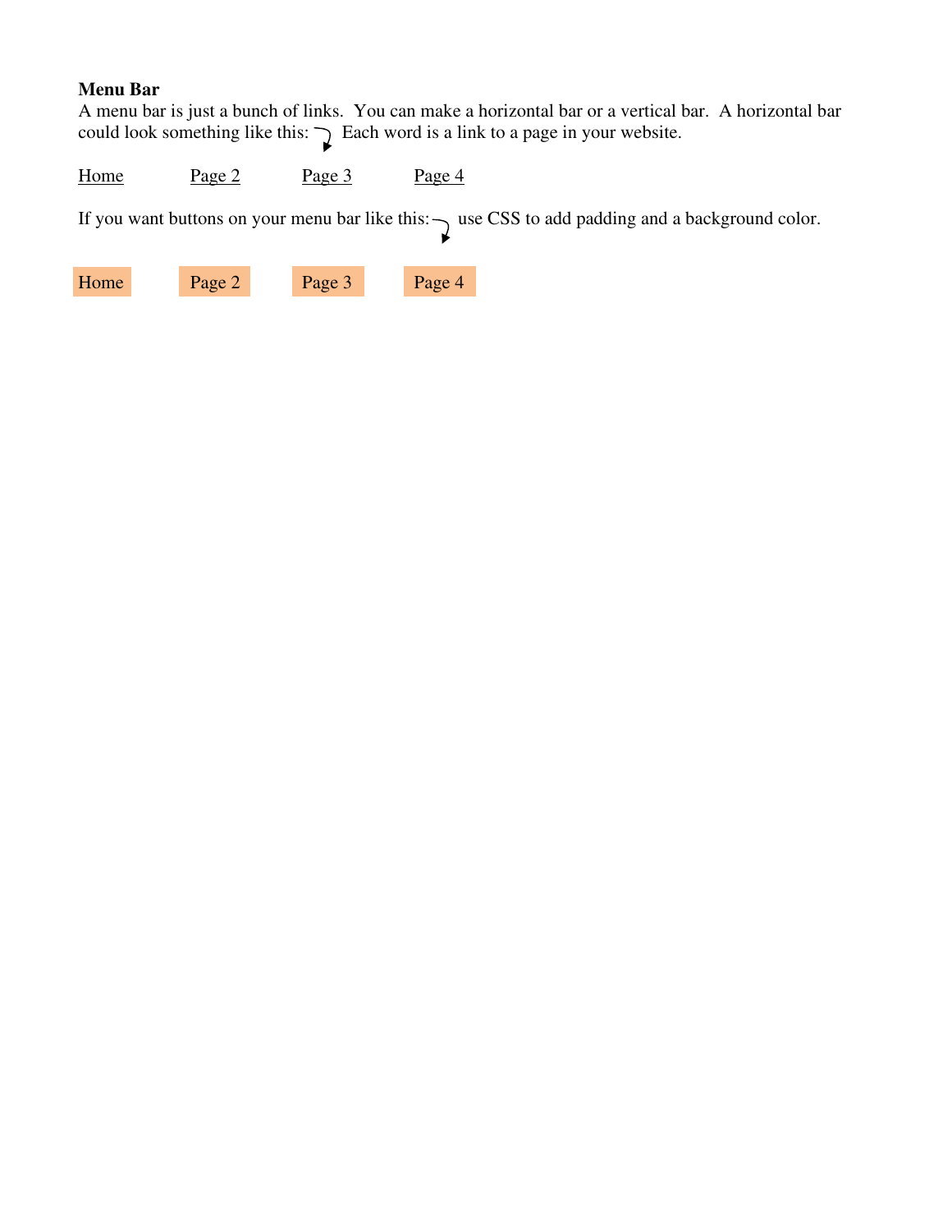**Menu Bar**

A menu bar is just a bunch of links. You can make a horizontal bar or a vertical bar. A horizontal bar could look something like this: Each word is a link to a page in your website.

Home Page 2 Page 3 Page 4

If you want buttons on your menu bar like this: use CSS to add padding and a background color.

Home Page 2 Page 3 Page 4